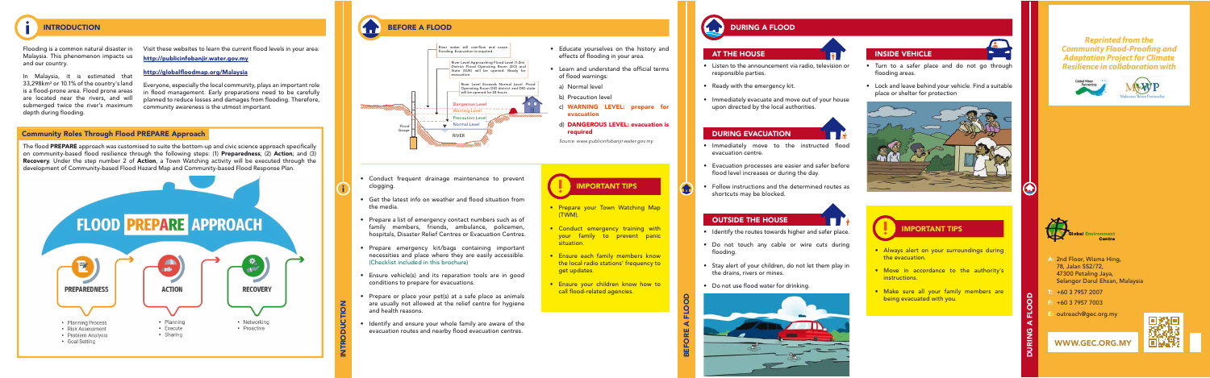# INTRODUCTION

Flooding is a common natural disaster in Malaysia. This phenomenon impacts us and our country.

In Malaysia, it is estimated that 33,298km² or 10.1% of the country's land is a flood-prone area. Flood prone areas are located near the rivers, and will submerged twice the river's maximum depth during flooding.

Visit these websites to learn the current flood levels in your area:

http://publicinfobanjir.water.gov.my

http://globalfloodmap.org/Malaysia

Everyone, especially the local community, plays an important role in flood management. Early preparations need to be carefully planned to reduce losses and damages from flooding. Therefore, community awareness is the utmost important.

## Community Roles Through Flood PREPARE Approach

The flood **PREPARE** approach was customised to suite the bottom-up and civic science approach specifically on community-based flood resilience through the following steps: (1) **Preparedness**; (2) **Action**; and (3) **Recovery**. Under the step number 2 of **Action**, a Town Watching activity will be executed through the development of Community-based Flood Hazard Map and Community-based Flood Response Plan.

### FLOOD PREPARE APPROACH

**PREPAREDNESS**
- Planning Process
- Risk Assessment
- Problem Analysis
- Goal Setting

**ACTION**
- Planning
- Execute
- Sharing

**RECOVERY**
- Networking
- Proactive

# BEFORE A FLOOD

River water will overflow and cause flooding. Evacuation is required.

River Level Approaching Flood Level (1.0m). District Flood Operating Room (DO) and State (SUK) will be opened. Ready for evacuation.

River Level Exceeds Normal Level. Flood Operating Room DID district and DID state will be opened for 24 hours.

Dangerous Level / Warning Level / Precaution Level / Normal Level / Flood Gauge / RIVER

- Educate yourselves on the history and effects of flooding in your area.
- Learn and understand the official terms of flood warnings:
  a) Normal level
  b) Precaution level
  c) **WARNING LEVEL: prepare for evacuation**
  d) **DANGEROUS LEVEL: evacuation is required**

*Source: www.publicinfobanjir.water.gov.my*

- Conduct frequent drainage maintenance to prevent clogging.
- Get the latest info on weather and flood situation from the media.
- Prepare a list of emergency contact numbers such as of family members, friends, ambulance, policemen, hospitals, Disaster Relief Centres or Evacuation Centres.
- Prepare emergency kit/bags containing important necessities and place where they are easily accessible. (Checklist included in this brochure)
- Ensure vehicle(s) and its reparation tools are in good conditions to prepare for evacuations.
- Prepare or place your pet(s) at a safe place as animals are usually not allowed at the relief centre for hygiene and health reasons.
- Identify and ensure your whole family are aware of the evacuation routes and nearby flood evacuation centres.

## IMPORTANT TIPS

- Prepare your Town Watching Map (TWM).
- Conduct emergency training with your family to prevent panic situation.
- Ensure each family members know the local radio stations' frequency to get updates.
- Ensure your children know how to call flood-related agencies.

# DURING A FLOOD

## AT THE HOUSE

- Listen to the announcement via radio, television or responsible parties.
- Ready with the emergency kit.
- Immediately evacuate and move out of your house upon directed by the local authorities.

## DURING EVACUATION

- Immediately move to the instructed flood evacuation centre.
- Evacuation processes are easier and safer before flood level increases or during the day.
- Follow instructions and the determined routes as shortcuts may be blocked.

## OUTSIDE THE HOUSE

- Identify the routes towards higher and safer place.
- Do not touch any cable or wire cuts during flooding.
- Stay alert of your children, do not let them play in the drains, rivers or mines.
- Do not use flood water for drinking.

## INSIDE VEHICLE

- Turn to a safer place and do not go through flooding areas.
- Lock and leave behind your vehicle. Find a suitable place or shelter for protection

## IMPORTANT TIPS

- Always alert on your surroundings during the evacuation.
- Move in accordance to the authority's instructions.
- Make sure all your family members are being evacuated with you.

*Reprinted from the Community Flood-Proofing and Adaptation Project for Climate Resilience in collaboration with*

Global Water Partnership — Malaysian Water Partnership

Global Environment Centre

A: 2nd Floor, Wisma Hing, 78, Jalan SS2/72, 47300 Petaling Jaya, Selangor Darul Ehsan, Malaysia

T: +60 3 7957 2007

F: +60 3 7957 7003

E: outreach@gec.org.my

WWW.GEC.ORG.MY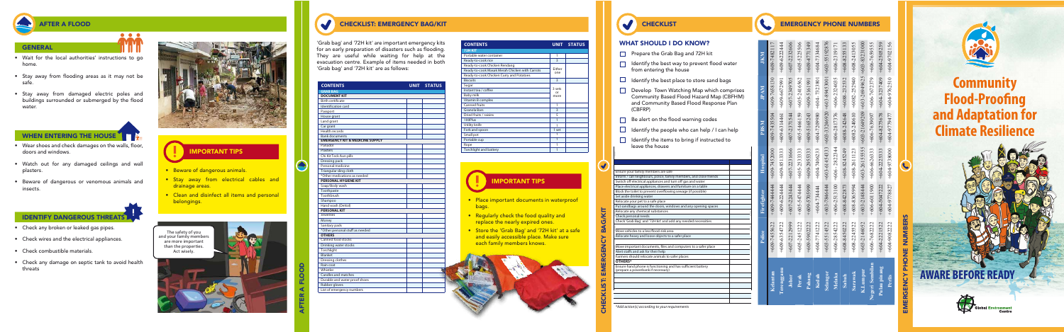# AFTER A FLOOD

## GENERAL

- Wait for the local authorities' instructions to go home.
- Stay away from flooding areas as it may not be safe.
- Stay away from damaged electric poles and buildings surrounded or submerged by the flood water.

## WHEN ENTERING THE HOUSE

- Wear shoes and check damages on the walls, floor, doors and windows.
- Watch out for any damaged ceilings and wall plasters.
- Beware of dangerous or venomous animals and insects.

## IDENTIFY DANGEROUS THREATS

- Check any broken or leaked gas pipes.
- Check wires and the electrical appliances.
- Check combustible materials.
- Check any damage on septic tank to avoid health threats

## IMPORTANT TIPS

- Beware of dangerous animals.
- Stay away from electrical cables and drainage areas.
- Clean and disinfect all items and personal belongings.

The safety of you and your family members are more important than the properties. Act wisely.

# CHECKLIST: EMERGENCY BAG/KIT

'Grab bag' and '72H kit' are important emergency kits for an early preparation of disasters such as flooding. They are useful while waiting for help at the evacuation centre. Example of items needed in both 'Grab bag' and '72H kit' are as follows:

| CONTENTS | UNIT | STATUS |
| --- | --- | --- |
| **GRAB BAG** | | |
| **DOCUMENT KIT** | | |
| Birth certificate | | |
| Identification card | | |
| Passport | | |
| House grant | | |
| Land grant | | |
| Car grant | | |
| Health records | | |
| Bank documents | | |
| **EMERGENCY KIT & MEDICINE SUPPLY** | | |
| Panadol | | |
| Plasters | | |
| Chi Kit Teck Aun pills | | |
| Dressing pack | | |
| Personal medicine | | |
| Triangular sling cloth | | |
| *Other medications as needed | | |
| **PERSONAL HYGIENE KIT** | | |
| Soap/Body wash | | |
| Toothpaste | | |
| Toothbrush | | |
| Shampoo | | |
| Hand wash (Dettol) | | |
| **PERSONAL KIT** | | |
| Jewelries | | |
| Money | | |
| Sanitary pads | | |
| *Other personal stuff as needed | | |
| **OTHERS** | | |
| Canned food stocks | | |
| Drinking water stocks | | |
| Torchlight | | |
| Blanket | | |
| Dressing clothes | | |
| Rain coat | | |
| Whistle | | |
| Candles and matches | | |
| Durable and water proof shoes | | |
| Rubber gloves | | |
| List of emergency numbers | | |

| CONTENTS | UNIT | STATUS |
| --- | --- | --- |
| **72H KIT** | | |
| Portable water container | 1 | |
| Ready-to-cook rice | 3 | |
| Ready-to-cook Chicken Rendang | Either one | |
| Ready-to-cook Masak Merah Chicken with Carrots | | |
| Ready-to-cook Chicken Curry and Potatoes | | |
| Biscuits | 3 | |
| Sugar | | |
| Instant tea / coffee | 3 sets or more | |
| Baby milk | | |
| Vitamin B complex | | |
| Canned fruits | 1 | |
| Granola bars | 3 | |
| Dried fruits / raisins | 3 | |
| Tiffin | 1 | |
| Utility knife | 1 | |
| Fork and spoon | 1 set | |
| Small pot | 1 | |
| Portable cup | 1 | |
| Rope | 1 | |
| Torchlight and battery | 1 | |

## IMPORTANT TIPS

- Place important documents in waterproof bags.
- Regularly check the food quality and replace the nearly expired ones.
- Store the 'Grab Bag' and '72H kit' at a safe and easily accessible place. Make sure each family members knows.

# CHECKLIST

## WHAT SHOULD I DO KNOW?

- [ ] Prepare the Grab Bag and 72H kit
- [ ] Identify the best way to prevent flood water from entering the house
- [ ] Identify the best place to store sand bags
- [ ] Develop Town Watching Map which comprises Community Based Flood Hazard Map (CBFHM) and Community Based Flood Response Plan (CBFRP)
- [ ] Be alert on the flood warning codes
- [ ] Identify the people who can help / I can help
- [ ] Identify the items to bring if instructed to leave the house

| | |
| --- | --- |
| Ensure your family members are safe | |
| Inform / call neighbours, police, family members, and close friends | |
| Switch off electrical appliances and turn off gas and water | |
| Place electrical appliances, drawers and furniture on a table | |
| Block the toilet to prevent overflowing sewage (if possible) | |
| Set aside drinking water | |
| Relocate your pet to a safe place | |
| Put sandbags around the doors, windows and any opening spaces | |
| Relocate any chemical substances | |
| Check personal needs | |
| Check 'Grab Bag' and '72H kit' and add any needed necessities | |
| | |
| Move vehicles to a less flood-risk area | |
| Relocate heavy and valuable objects to a safe place | |
| | |
| Move important documents, files and computers to a safer place | |
| Alert staffs and ask for their help | |
| Farmers should relocate animals to safer places | |
| **OTHERS*** | |
| Ensure hand phone is functioning and has sufficient battery (prepare a powerbank if necessary) | |
| | |
| | |
| | |
| | |
| | |
| | |

*Add action(s) according to your requirements

# EMERGENCY PHONE NUMBERS

| | Police | Firefighter | Hospital | PBSM | JPAM | JKM |
| --- | --- | --- | --- | --- | --- | --- |
| Kelantan | +09-7455622 | +09-7444444 | +09-7453000 | +09-7433594 | +09-7683130 | +09-7482117 |
| Terengganu | +09-6354722 | +09-6224444 | +09-8513333 | +09-6314461 | +09-6672991 | +09-6222444 |
| Johor | +07-2212999 | +07-2243444 | +07-2233666 | +07-2271544 | +07-2349705 | +07-2232606 |
| Perak | +05-2451222 | +05-5474444 | +05-2533333 | +05-5466159 | +05-2416562 | +05-5223506 |
| Pahang | +09-5902222 | +09-5705990 | +09-5133333 | +09-5165243 | +09-5161991 | +09-4771349 |
| Kedah | +04-7741222 | +04-7344444 | +04-7406233 | +04-7209980 | +04-7323801 | +04-7334684 |
| Selangor | +03-5514522 | +03-7866444 | +03-61454333 | +03-55266920 | +03-89433001 | +03-51928576 |
| Melaka | +06-2854222 | +06-2833100 | +06-2822344 | +06-2817736 | +06-2324035 | +06-2319171 |
| Sabah | +088-450222 | +088-422373 | +088-524549 | +088-245458 | +088-253533 | +088-255155 |
| Sarawak | +082-245522 | +082-456594 | +082-261123 | +082-424014 | +082-252840 | +082-415855 |
| KLumpur | +03-21460522 | +03-21646444 | +03-26155555 | +03-21489209 | +03-26949625 | +03-83231000 |
| Negeri Sembilan | +06-7682222 | +06-6811000 | +06-7623333 | +06-7638997 | +06-7672379 | +06-7659555 |
| Pulau pinang | +04-2221522 | +04-5077222 | +04-2225333 | +04-8275678 | +04-3237409 | +04-2505259 |
| Perlis | +04-9082222 | +04-9778827 | +04-9738000 | +04-9779477 | +04-9762510 | +04-9702156 |

# Community Flood-Proofing and Adaptation for Climate Resilience

**AWARE BEFORE READY**

Global Environment Centre